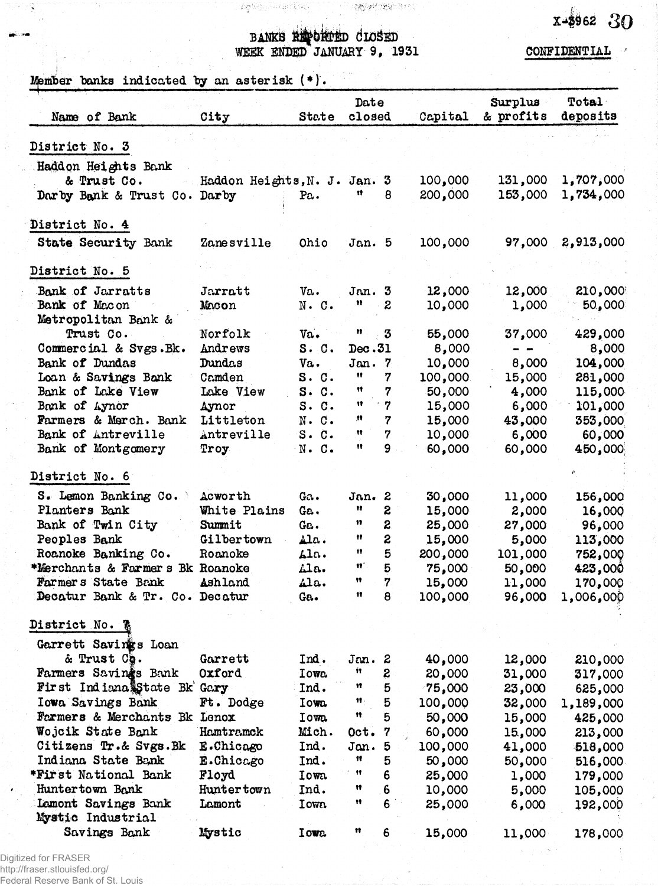X-8962

# BANKS REPORTED CLOSED
## WEEK ENDED JANUARY 9, 1931

CONFIDENTIAL

Member banks indicated by an asterisk (*).

| Name of Bank | City | State | Date closed | Capital | Surplus & profits | Total deposits |
|---|---|---|---|---|---|---|
| **District No. 3** | | | | | | |
| Haddon Heights Bank & Trust Co. | Haddon Heights, | N. J. | Jan. 3 | 100,000 | 131,000 | 1,707,000 |
| Darby Bank & Trust Co. | Darby | Pa. | " 8 | 200,000 | 153,000 | 1,734,000 |
| **District No. 4** | | | | | | |
| State Security Bank | Zanesville | Ohio | Jan. 5 | 100,000 | 97,000 | 2,913,000 |
| **District No. 5** | | | | | | |
| Bank of Jarratts | Jarratt | Va. | Jan. 3 | 12,000 | 12,000 | 210,000 |
| Bank of Macon | Macon | N. C. | " 2 | 10,000 | 1,000 | 50,000 |
| Metropolitan Bank & Trust Co. | Norfolk | Va. | " 3 | 55,000 | 37,000 | 429,000 |
| Commercial & Svgs. Bk. | Andrews | S. C. | Dec. 31 | 8,000 | - - | 8,000 |
| Bank of Dundas | Dundas | Va. | Jan. 7 | 10,000 | 8,000 | 104,000 |
| Loan & Savings Bank | Camden | S. C. | " 7 | 100,000 | 15,000 | 281,000 |
| Bank of Lake View | Lake View | S. C. | " 7 | 50,000 | 4,000 | 115,000 |
| Bank of Aynor | Aynor | S. C. | " 7 | 15,000 | 6,000 | 101,000 |
| Farmers & Merch. Bank | Littleton | N. C. | " 7 | 15,000 | 43,000 | 353,000 |
| Bank of Antreville | Antreville | S. C. | " 7 | 10,000 | 6,000 | 60,000 |
| Bank of Montgomery | Troy | N. C. | " 9 | 60,000 | 60,000 | 450,000 |
| **District No. 6** | | | | | | |
| S. Lemon Banking Co. | Acworth | Ga. | Jan. 2 | 30,000 | 11,000 | 156,000 |
| Planters Bank | White Plains | Ga. | " 2 | 15,000 | 2,000 | 16,000 |
| Bank of Twin City | Summit | Ga. | " 2 | 25,000 | 27,000 | 96,000 |
| Peoples Bank | Gilbertown | Ala. | " 2 | 15,000 | 5,000 | 113,000 |
| Roanoke Banking Co. | Roanoke | Ala. | " 5 | 200,000 | 101,000 | 752,000 |
| *Merchants & Farmers Bk | Roanoke | Ala. | " 5 | 75,000 | 50,000 | 423,000 |
| Farmers State Bank | Ashland | Ala. | " 7 | 15,000 | 11,000 | 170,000 |
| Decatur Bank & Tr. Co. | Decatur | Ga. | " 8 | 100,000 | 96,000 | 1,006,000 |
| **District No. 7** | | | | | | |
| Garrett Savings Loan & Trust Co. | Garrett | Ind. | Jan. 2 | 40,000 | 12,000 | 210,000 |
| Farmers Savings Bank | Oxford | Iowa | " 2 | 20,000 | 31,000 | 317,000 |
| First Indiana State Bk | Gary | Ind. | " 5 | 75,000 | 23,000 | 625,000 |
| Iowa Savings Bank | Ft. Dodge | Iowa | " 5 | 100,000 | 32,000 | 1,189,000 |
| Farmers & Merchants Bk | Lenox | Iowa | " 5 | 50,000 | 15,000 | 425,000 |
| Wojcik State Bank | Hamtramck | Mich. | Oct. 7 | 60,000 | 15,000 | 213,000 |
| Citizens Tr. & Svgs. Bk | E. Chicago | Ind. | Jan. 5 | 100,000 | 41,000 | 518,000 |
| Indiana State Bank | E. Chicago | Ind. | " 5 | 50,000 | 50,000 | 516,000 |
| *First National Bank | Floyd | Iowa | " 6 | 25,000 | 1,000 | 179,000 |
| Huntertown Bank | Huntertown | Ind. | " 6 | 10,000 | 5,000 | 105,000 |
| Lamont Savings Bank | Lamont | Iowa | " 6 | 25,000 | 6,000 | 192,000 |
| Mystic Industrial Savings Bank | Mystic | Iowa | " 6 | 15,000 | 11,000 | 178,000 |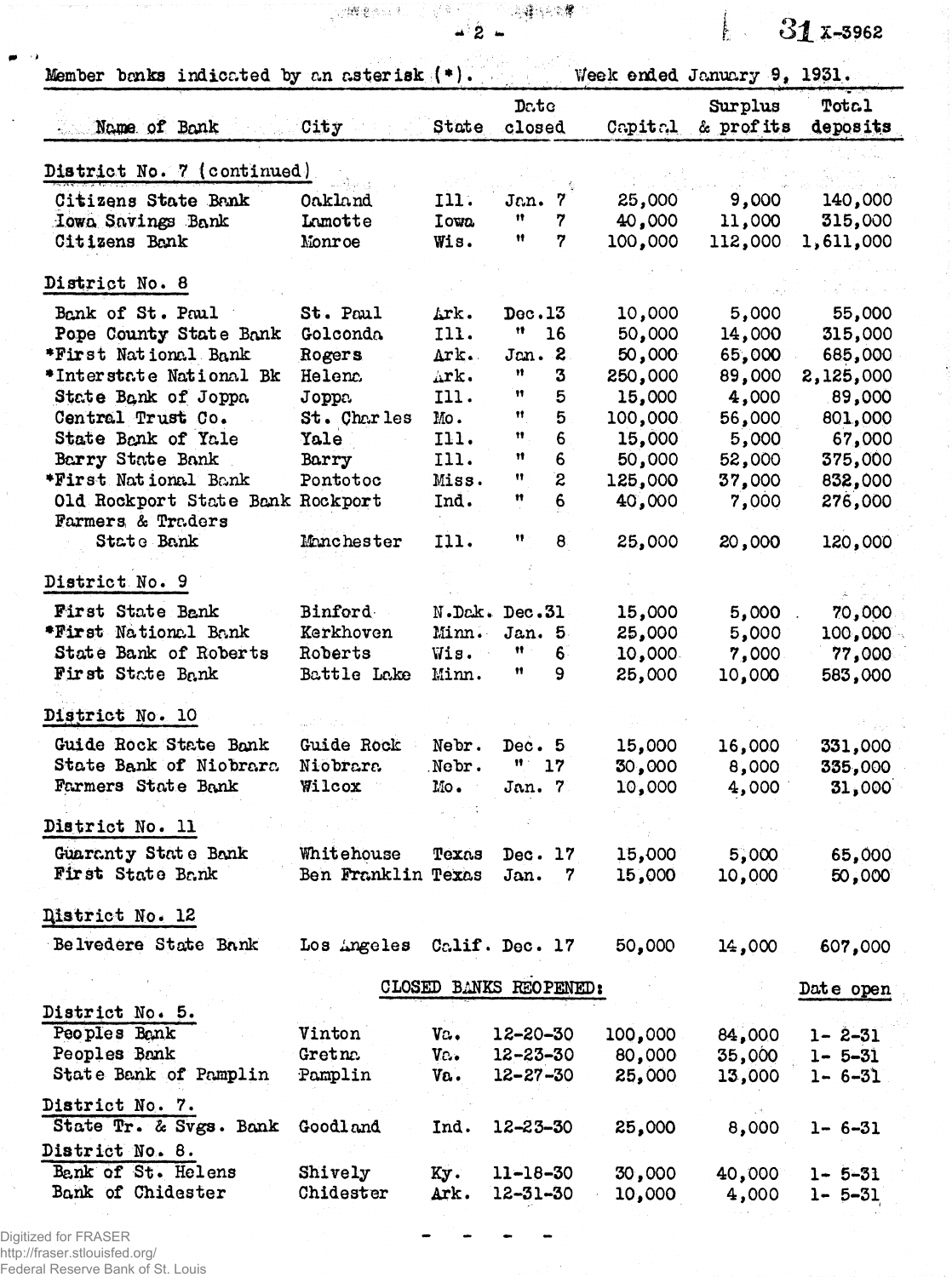Member banks indicated by an asterisk (*). Week ended January 9, 1931.

| Name of Bank | City | State | Date closed | Capital | Surplus & profits | Total deposits |
|---|---|---|---|---|---|---|
| **District No. 7 (continued)** | | | | | | |
| Citizens State Bank | Oakland | Ill. | Jan. 7 | 25,000 | 9,000 | 140,000 |
| Iowa Savings Bank | Lamotte | Iowa | " 7 | 40,000 | 11,000 | 315,000 |
| Citizens Bank | Monroe | Wis. | " 7 | 100,000 | 112,000 | 1,611,000 |
| **District No. 8** | | | | | | |
| Bank of St. Paul | St. Paul | Ark. | Dec. 13 | 10,000 | 5,000 | 55,000 |
| Pope County State Bank | Golconda | Ill. | " 16 | 50,000 | 14,000 | 315,000 |
| *First National Bank | Rogers | Ark. | Jan. 2 | 50,000 | 65,000 | 685,000 |
| *Interstate National Bk | Helena | Ark. | " 3 | 250,000 | 89,000 | 2,125,000 |
| State Bank of Joppa | Joppa | Ill. | " 5 | 15,000 | 4,000 | 89,000 |
| Central Trust Co. | St. Charles | Mo. | " 5 | 100,000 | 56,000 | 801,000 |
| State Bank of Yale | Yale | Ill. | " 6 | 15,000 | 5,000 | 67,000 |
| Barry State Bank | Barry | Ill. | " 6 | 50,000 | 52,000 | 375,000 |
| *First National Bank | Pontotoc | Miss. | " 2 | 125,000 | 37,000 | 832,000 |
| Old Rockport State Bank | Rockport | Ind. | " 6 | 40,000 | 7,000 | 276,000 |
| Farmers & Traders State Bank | Manchester | Ill. | " 8 | 25,000 | 20,000 | 120,000 |
| **District No. 9** | | | | | | |
| First State Bank | Binford | N.Dak. | Dec. 31 | 15,000 | 5,000 | 70,000 |
| *First National Bank | Kerkhoven | Minn. | Jan. 5 | 25,000 | 5,000 | 100,000 |
| State Bank of Roberts | Roberts | Wis. | " 6 | 10,000 | 7,000 | 77,000 |
| First State Bank | Battle Lake | Minn. | " 9 | 25,000 | 10,000 | 583,000 |
| **District No. 10** | | | | | | |
| Guide Rock State Bank | Guide Rock | Nebr. | Dec. 5 | 15,000 | 16,000 | 331,000 |
| State Bank of Niobrara | Niobrara | Nebr. | " 17 | 30,000 | 8,000 | 335,000 |
| Farmers State Bank | Wilcox | Mo. | Jan. 7 | 10,000 | 4,000 | 31,000 |
| **District No. 11** | | | | | | |
| Guaranty State Bank | Whitehouse | Texas | Dec. 17 | 15,000 | 5,000 | 65,000 |
| First State Bank | Ben Franklin | Texas | Jan. 7 | 15,000 | 10,000 | 50,000 |
| **District No. 12** | | | | | | |
| Belvedere State Bank | Los Angeles | Calif. | Dec. 17 | 50,000 | 14,000 | 607,000 |

CLOSED BANKS REOPENED:

| Name of Bank | City | State | Date closed | Capital | Surplus & profits | Date open |
|---|---|---|---|---|---|---|
| **District No. 5.** | | | | | | |
| Peoples Bank | Vinton | Va. | 12-20-30 | 100,000 | 84,000 | 1- 2-31 |
| Peoples Bank | Gretna | Va. | 12-23-30 | 80,000 | 35,000 | 1- 5-31 |
| State Bank of Pamplin | Pamplin | Va. | 12-27-30 | 25,000 | 13,000 | 1- 6-31 |
| **District No. 7.** | | | | | | |
| State Tr. & Svgs. Bank | Goodland | Ind. | 12-23-30 | 25,000 | 8,000 | 1- 6-31 |
| **District No. 8.** | | | | | | |
| Bank of St. Helens | Shively | Ky. | 11-18-30 | 30,000 | 40,000 | 1- 5-31 |
| Bank of Chidester | Chidester | Ark. | 12-31-30 | 10,000 | 4,000 | 1- 5-31 |

\- - - -